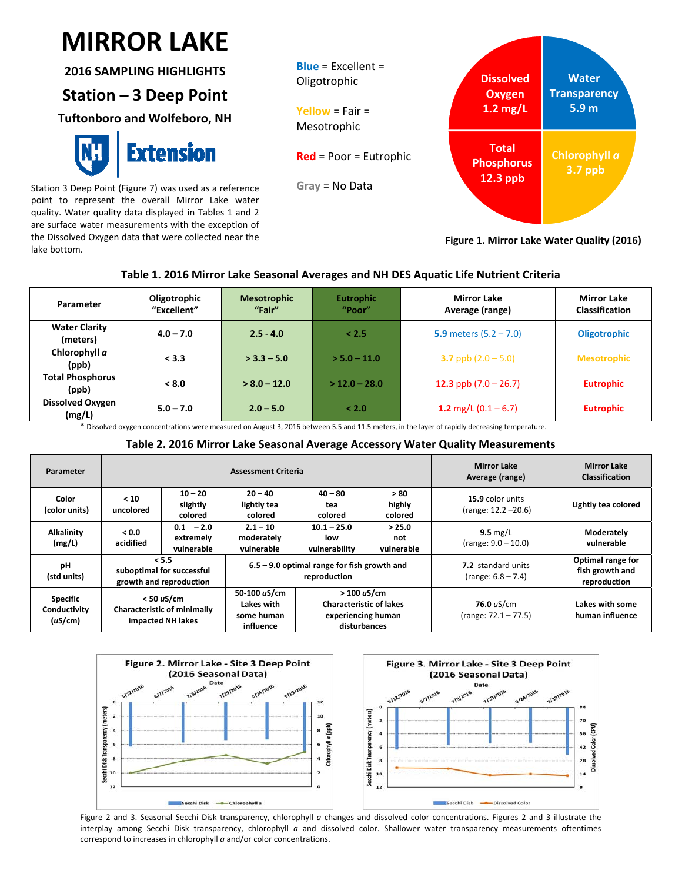# MIRROR LAKE

**2016 SAMPLING HIGHLIGHTS**

## Station – 3 Deep Point

**Tuftonboro and Wolfeboro, NH**

Station 3 Deep Point (Figure 7) was used as a reference point to represent the overall Mirror Lake water quality. Water quality data displayed in Tables 1 and 2 are surface water measurements with the exception of the Dissolved Oxygen data that were collected near the lake bottom.

**Blue** = Excellent = Oligotrophic

**Yellow** = Fair = Mesotrophic

**Red** = Poor = Eutrophic

**Gray** = No Data

Dissolved Oxygen 1.2 mg/L | Water Transparency 5.9 m | Total Phosphorus 12.3 ppb | Chlorophyll *a* 3.7 ppb

**Figure 1. Mirror Lake Water Quality (2016)**

### Table 1. 2016 Mirror Lake Seasonal Averages and NH DES Aquatic Life Nutrient Criteria

| Parameter | Oligotrophic "Excellent" | Mesotrophic "Fair" | Eutrophic "Poor" | Mirror Lake Average (range) | Mirror Lake Classification |
|---|---|---|---|---|---|
| Water Clarity (meters) | 4.0 – 7.0 | 2.5 - 4.0 | < 2.5 | **5.9** meters (5.2 – 7.0) | Oligotrophic |
| Chlorophyll *a* (ppb) | < 3.3 | > 3.3 – 5.0 | > 5.0 – 11.0 | **3.7** ppb (2.0 – 5.0) | Mesotrophic |
| Total Phosphorus (ppb) | < 8.0 | > 8.0 – 12.0 | > 12.0 – 28.0 | **12.3** ppb (7.0 – 26.7) | Eutrophic |
| Dissolved Oxygen (mg/L) | 5.0 – 7.0 | 2.0 – 5.0 | < 2.0 | **1.2** mg/L (0.1 – 6.7) | Eutrophic |

\* Dissolved oxygen concentrations were measured on August 3, 2016 between 5.5 and 11.5 meters, in the layer of rapidly decreasing temperature.

### Table 2. 2016 Mirror Lake Seasonal Average Accessory Water Quality Measurements

| Parameter | Assessment Criteria | | | | | Mirror Lake Average (range) | Mirror Lake Classification |
|---|---|---|---|---|---|---|---|
| Color (color units) | < 10 uncolored | 10 – 20 slightly colored | 20 – 40 lightly tea colored | 40 – 80 tea colored | > 80 highly colored | **15.9** color units (range: 12.2 –20.6) | Lightly tea colored |
| Alkalinity (mg/L) | < 0.0 acidified | 0.1 – 2.0 extremely vulnerable | 2.1 – 10 moderately vulnerable | 10.1 – 25.0 low vulnerability | > 25.0 not vulnerable | **9.5** mg/L (range: 9.0 – 10.0) | Moderately vulnerable |
| pH (std units) | < 5.5 suboptimal for successful growth and reproduction | | 6.5 – 9.0 optimal range for fish growth and reproduction | | | **7.2** standard units (range: 6.8 – 7.4) | Optimal range for fish growth and reproduction |
| Specific Conductivity (uS/cm) | < 50 uS/cm Characteristic of minimally impacted NH lakes | | 50-100 uS/cm Lakes with some human influence | > 100 uS/cm Characteristic of lakes experiencing human disturbances | | **76.0** uS/cm (range: 72.1 – 77.5) | Lakes with some human influence |

Figure 2. Mirror Lake - Site 3 Deep Point (2016 Seasonal Data)

Figure 3. Mirror Lake - Site 3 Deep Point (2016 Seasonal Data)

Figure 2 and 3. Seasonal Secchi Disk transparency, chlorophyll *a* changes and dissolved color concentrations. Figures 2 and 3 illustrate the interplay among Secchi Disk transparency, chlorophyll *a* and dissolved color. Shallower water transparency measurements oftentimes correspond to increases in chlorophyll *a* and/or color concentrations.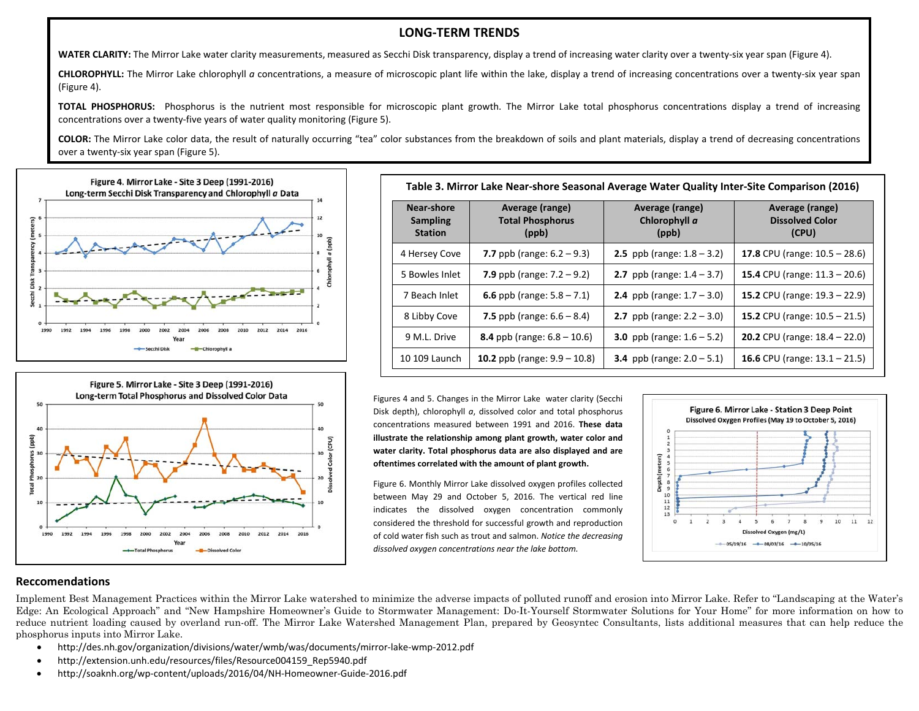## LONG-TERM TRENDS

**WATER CLARITY:** The Mirror Lake water clarity measurements, measured as Secchi Disk transparency, display a trend of increasing water clarity over a twenty-six year span (Figure 4).

**CHLOROPHYLL:** The Mirror Lake chlorophyll *a* concentrations, a measure of microscopic plant life within the lake, display a trend of increasing concentrations over a twenty-six year span (Figure 4).

**TOTAL PHOSPHORUS:** Phosphorus is the nutrient most responsible for microscopic plant growth. The Mirror Lake total phosphorus concentrations display a trend of increasing concentrations over a twenty-five years of water quality monitoring (Figure 5).

**COLOR:** The Mirror Lake color data, the result of naturally occurring "tea" color substances from the breakdown of soils and plant materials, display a trend of decreasing concentrations over a twenty-six year span (Figure 5).

**Figure 4. Mirror Lake - Site 3 Deep (1991-2016) Long-term Secchi Disk Transparency and Chlorophyll *a* Data**

**Figure 5. Mirror Lake - Site 3 Deep (1991-2016) Long-term Total Phosphorus and Dissolved Color Data**

**Table 3. Mirror Lake Near-shore Seasonal Average Water Quality Inter-Site Comparison (2016)**

| Near-shore Sampling Station | Average (range) Total Phosphorus (ppb) | Average (range) Chlorophyll *a* (ppb) | Average (range) Dissolved Color (CPU) |
|---|---|---|---|
| 4 Hersey Cove | **7.7** ppb (range: 6.2 – 9.3) | **2.5** ppb (range: 1.8 – 3.2) | **17.8** CPU (range: 10.5 – 28.6) |
| 5 Bowles Inlet | **7.9** ppb (range: 7.2 – 9.2) | **2.7** ppb (range: 1.4 – 3.7) | **15.4** CPU (range: 11.3 – 20.6) |
| 7 Beach Inlet | **6.6** ppb (range: 5.8 – 7.1) | **2.4** ppb (range: 1.7 – 3.0) | **15.2** CPU (range: 19.3 – 22.9) |
| 8 Libby Cove | **7.5** ppb (range: 6.6 – 8.4) | **2.7** ppb (range: 2.2 – 3.0) | **15.2** CPU (range: 10.5 – 21.5) |
| 9 M.L. Drive | **8.4** ppb (range: 6.8 – 10.6) | **3.0** ppb (range: 1.6 – 5.2) | **20.2** CPU (range: 18.4 – 22.0) |
| 10 109 Launch | **10.2** ppb (range: 9.9 – 10.8) | **3.4** ppb (range: 2.0 – 5.1) | **16.6** CPU (range: 13.1 – 21.5) |

Figures 4 and 5. Changes in the Mirror Lake water clarity (Secchi Disk depth), chlorophyll *a*, dissolved color and total phosphorus concentrations measured between 1991 and 2016. **These data illustrate the relationship among plant growth, water color and water clarity. Total phosphorus data are also displayed and are oftentimes correlated with the amount of plant growth.**

Figure 6. Monthly Mirror Lake dissolved oxygen profiles collected between May 29 and October 5, 2016. The vertical red line indicates the dissolved oxygen concentration commonly considered the threshold for successful growth and reproduction of cold water fish such as trout and salmon. *Notice the decreasing dissolved oxygen concentrations near the lake bottom.*

**Figure 6. Mirror Lake - Station 3 Deep Point Dissolved Oxygen Profiles (May 19 to October 5, 2016)**

## Reccomendations

Implement Best Management Practices within the Mirror Lake watershed to minimize the adverse impacts of polluted runoff and erosion into Mirror Lake. Refer to "Landscaping at the Water's Edge: An Ecological Approach" and "New Hampshire Homeowner's Guide to Stormwater Management: Do-It-Yourself Stormwater Solutions for Your Home" for more information on how to reduce nutrient loading caused by overland run-off. The Mirror Lake Watershed Management Plan, prepared by Geosyntec Consultants, lists additional measures that can help reduce the phosphorus inputs into Mirror Lake.

- http://des.nh.gov/organization/divisions/water/wmb/was/documents/mirror-lake-wmp-2012.pdf
- http://extension.unh.edu/resources/files/Resource004159_Rep5940.pdf
- http://soaknh.org/wp-content/uploads/2016/04/NH-Homeowner-Guide-2016.pdf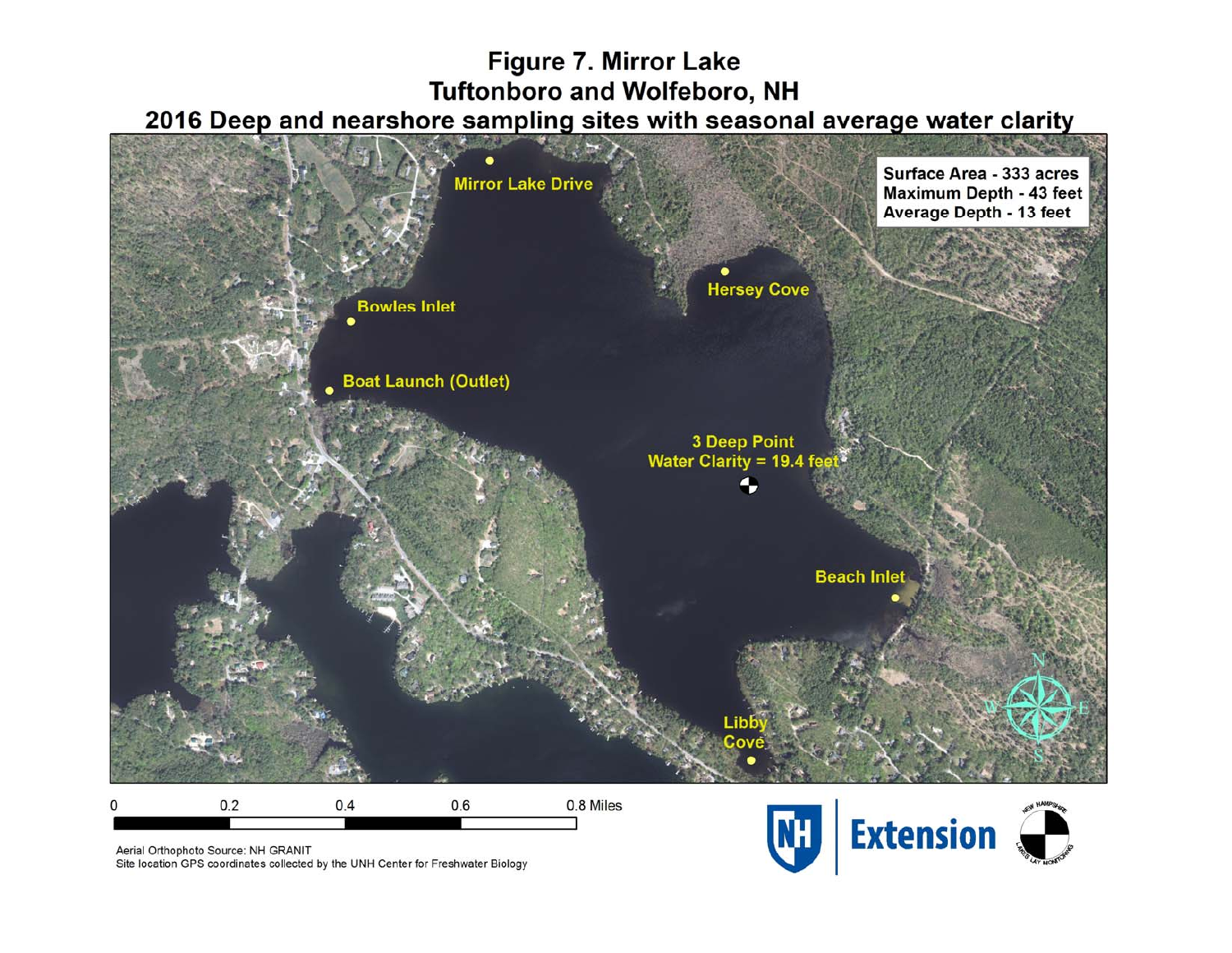# Figure 7. Mirror Lake
## Tuftonboro and Wolfeboro, NH
## 2016 Deep and nearshore sampling sites with seasonal average water clarity

Surface Area - 333 acres
Maximum Depth - 43 feet
Average Depth - 13 feet

Mirror Lake Drive

Hersey Cove

Bowles Inlet

Boat Launch (Outlet)

3 Deep Point
Water Clarity = 19.4 feet

Beach Inlet

Libby Cove

N
W
E
S

0
0.2
0.4
0.6
0.8 Miles

Aerial Orthophoto Source: NH GRANIT
Site location GPS coordinates collected by the UNH Center for Freshwater Biology

NH Extension

New Hampshire Lakes Lay Monitoring